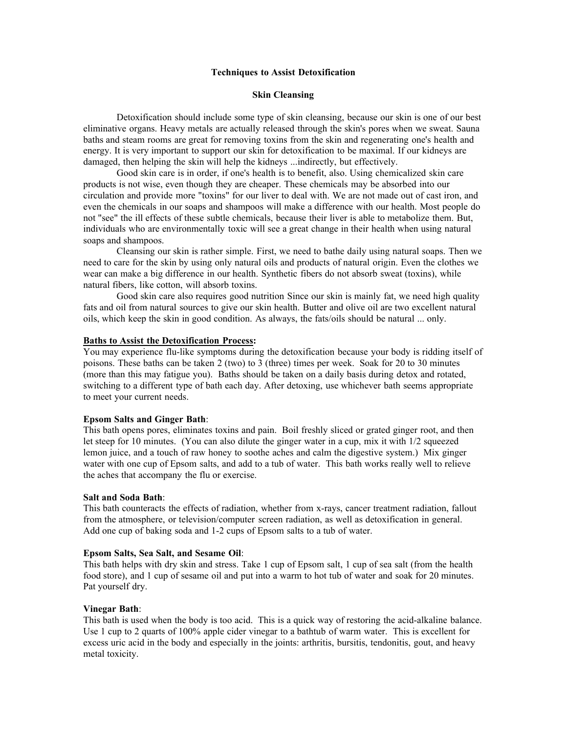# Techniques to Assist Detoxification

## Skin Cleansing

Detoxification should include some type of skin cleansing, because our skin is one of our best eliminative organs. Heavy metals are actually released through the skin's pores when we sweat. Sauna baths and steam rooms are great for removing toxins from the skin and regenerating one's health and energy. It is very important to support our skin for detoxification to be maximal. If our kidneys are damaged, then helping the skin will help the kidneys ...indirectly, but effectively.

Good skin care is in order, if one's health is to benefit, also. Using chemicalized skin care products is not wise, even though they are cheaper. These chemicals may be absorbed into our circulation and provide more "toxins" for our liver to deal with. We are not made out of cast iron, and even the chemicals in our soaps and shampoos will make a difference with our health. Most people do not "see" the ill effects of these subtle chemicals, because their liver is able to metabolize them. But, individuals who are environmentally toxic will see a great change in their health when using natural soaps and shampoos.

Cleansing our skin is rather simple. First, we need to bathe daily using natural soaps. Then we need to care for the skin by using only natural oils and products of natural origin. Even the clothes we wear can make a big difference in our health. Synthetic fibers do not absorb sweat (toxins), while natural fibers, like cotton, will absorb toxins.

Good skin care also requires good nutrition Since our skin is mainly fat, we need high quality fats and oil from natural sources to give our skin health. Butter and olive oil are two excellent natural oils, which keep the skin in good condition. As always, the fats/oils should be natural ... only.

**Baths to Assist the Detoxification Process:**

You may experience flu-like symptoms during the detoxification because your body is ridding itself of poisons. These baths can be taken 2 (two) to 3 (three) times per week. Soak for 20 to 30 minutes (more than this may fatigue you). Baths should be taken on a daily basis during detox and rotated, switching to a different type of bath each day. After detoxing, use whichever bath seems appropriate to meet your current needs.

**Epsom Salts and Ginger Bath**:

This bath opens pores, eliminates toxins and pain. Boil freshly sliced or grated ginger root, and then let steep for 10 minutes. (You can also dilute the ginger water in a cup, mix it with 1/2 squeezed lemon juice, and a touch of raw honey to soothe the aches and calm the digestive system.) Mix ginger water with one cup of Epsom salts, and add to a tub of water. This bath works really well to relieve the aches that accompany the flu or exercise.

**Salt and Soda Bath**:

This bath counteracts the effects of radiation, whether from x-rays, cancer treatment radiation, fallout from the atmosphere, or television/computer screen radiation, as well as detoxification in general. Add one cup of baking soda and 1-2 cups of Epsom salts to a tub of water.

**Epsom Salts, Sea Salt, and Sesame Oil**:

This bath helps with dry skin and stress. Take 1 cup of Epsom salt, 1 cup of sea salt (from the health food store), and 1 cup of sesame oil and put into a warm to hot tub of water and soak for 20 minutes. Pat yourself dry.

**Vinegar Bath**:

This bath is used when the body is too acid. This is a quick way of restoring the acid-alkaline balance. Use 1 cup to 2 quarts of 100% apple cider vinegar to a bathtub of warm water. This is excellent for excess uric acid in the body and especially in the joints: arthritis, bursitis, tendonitis, gout, and heavy metal toxicity.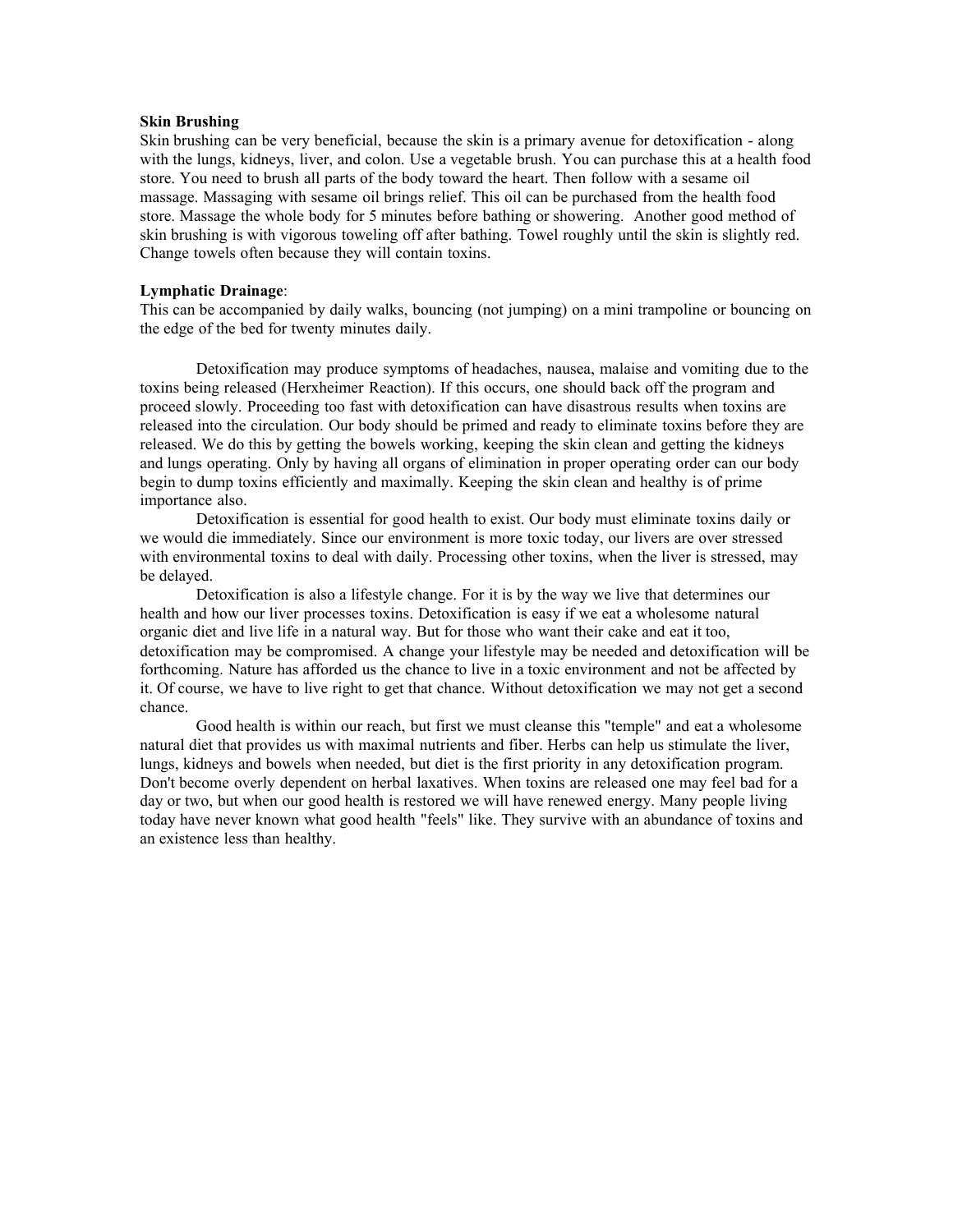**Skin Brushing**

Skin brushing can be very beneficial, because the skin is a primary avenue for detoxification - along with the lungs, kidneys, liver, and colon. Use a vegetable brush. You can purchase this at a health food store. You need to brush all parts of the body toward the heart. Then follow with a sesame oil massage. Massaging with sesame oil brings relief. This oil can be purchased from the health food store. Massage the whole body for 5 minutes before bathing or showering. Another good method of skin brushing is with vigorous toweling off after bathing. Towel roughly until the skin is slightly red. Change towels often because they will contain toxins.

**Lymphatic Drainage**:

This can be accompanied by daily walks, bouncing (not jumping) on a mini trampoline or bouncing on the edge of the bed for twenty minutes daily.

Detoxification may produce symptoms of headaches, nausea, malaise and vomiting due to the toxins being released (Herxheimer Reaction). If this occurs, one should back off the program and proceed slowly. Proceeding too fast with detoxification can have disastrous results when toxins are released into the circulation. Our body should be primed and ready to eliminate toxins before they are released. We do this by getting the bowels working, keeping the skin clean and getting the kidneys and lungs operating. Only by having all organs of elimination in proper operating order can our body begin to dump toxins efficiently and maximally. Keeping the skin clean and healthy is of prime importance also.

Detoxification is essential for good health to exist. Our body must eliminate toxins daily or we would die immediately. Since our environment is more toxic today, our livers are over stressed with environmental toxins to deal with daily. Processing other toxins, when the liver is stressed, may be delayed.

Detoxification is also a lifestyle change. For it is by the way we live that determines our health and how our liver processes toxins. Detoxification is easy if we eat a wholesome natural organic diet and live life in a natural way. But for those who want their cake and eat it too, detoxification may be compromised. A change your lifestyle may be needed and detoxification will be forthcoming. Nature has afforded us the chance to live in a toxic environment and not be affected by it. Of course, we have to live right to get that chance. Without detoxification we may not get a second chance.

Good health is within our reach, but first we must cleanse this "temple" and eat a wholesome natural diet that provides us with maximal nutrients and fiber. Herbs can help us stimulate the liver, lungs, kidneys and bowels when needed, but diet is the first priority in any detoxification program. Don't become overly dependent on herbal laxatives. When toxins are released one may feel bad for a day or two, but when our good health is restored we will have renewed energy. Many people living today have never known what good health "feels" like. They survive with an abundance of toxins and an existence less than healthy.